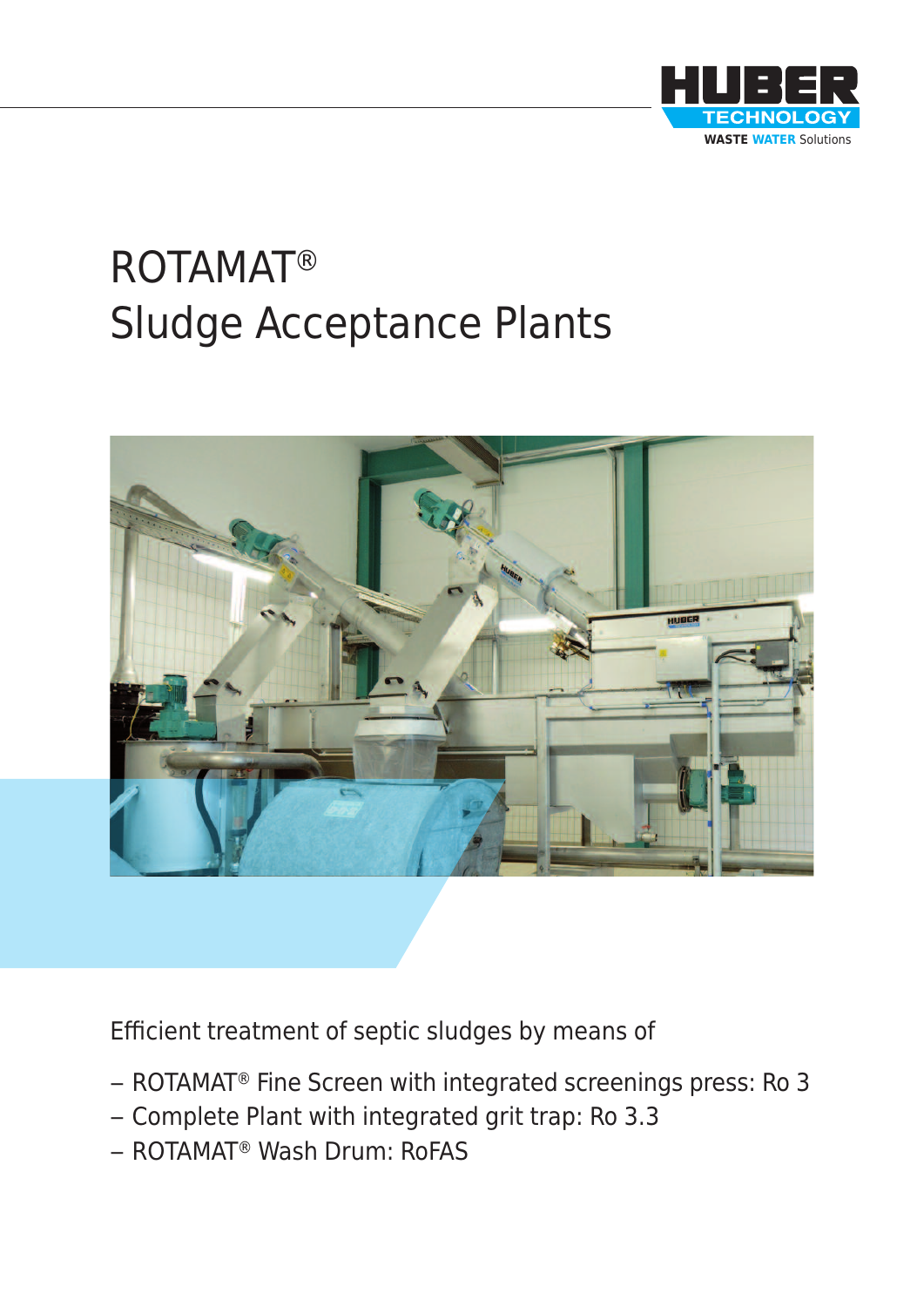HUBER TECHNOLOGY
WASTE WATER Solutions

# ROTAMAT®
# Sludge Acceptance Plants

Efficient treatment of septic sludges by means of

- ROTAMAT® Fine Screen with integrated screenings press: Ro 3
- Complete Plant with integrated grit trap: Ro 3.3
- ROTAMAT® Wash Drum: RoFAS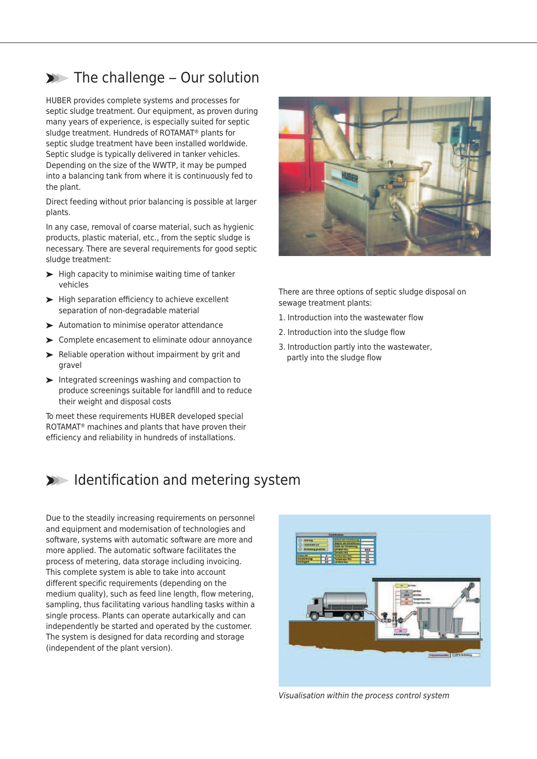## The challenge – Our solution

HUBER provides complete systems and processes for septic sludge treatment. Our equipment, as proven during many years of experience, is especially suited for septic sludge treatment. Hundreds of ROTAMAT® plants for septic sludge treatment have been installed worldwide. Septic sludge is typically delivered in tanker vehicles. Depending on the size of the WWTP, it may be pumped into a balancing tank from where it is continuously fed to the plant.

Direct feeding without prior balancing is possible at larger plants.

In any case, removal of coarse material, such as hygienic products, plastic material, etc., from the septic sludge is necessary. There are several requirements for good septic sludge treatment:

- High capacity to minimise waiting time of tanker vehicles
- High separation efficiency to achieve excellent separation of non-degradable material
- Automation to minimise operator attendance
- Complete encasement to eliminate odour annoyance
- Reliable operation without impairment by grit and gravel
- Integrated screenings washing and compaction to produce screenings suitable for landfill and to reduce their weight and disposal costs

To meet these requirements HUBER developed special ROTAMAT® machines and plants that have proven their efficiency and reliability in hundreds of installations.

There are three options of septic sludge disposal on sewage treatment plants:

1. Introduction into the wastewater flow
2. Introduction into the sludge flow
3. Introduction partly into the wastewater, partly into the sludge flow

## Identification and metering system

Due to the steadily increasing requirements on personnel and equipment and modernisation of technologies and software, systems with automatic software are more and more applied. The automatic software facilitates the process of metering, data storage including invoicing. This complete system is able to take into account different specific requirements (depending on the medium quality), such as feed line length, flow metering, sampling, thus facilitating various handling tasks within a single process. Plants can operate autarkically and can independently be started and operated by the customer. The system is designed for data recording and storage (independent of the plant version).

*Visualisation within the process control system*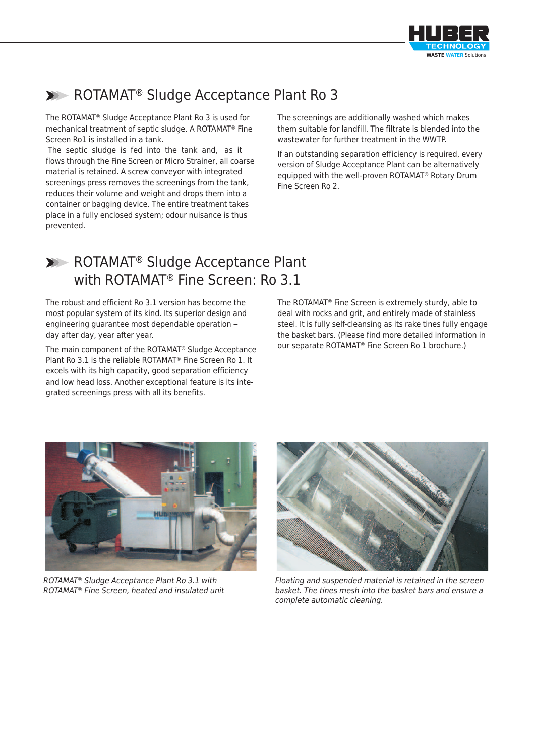## ROTAMAT® Sludge Acceptance Plant Ro 3

The ROTAMAT® Sludge Acceptance Plant Ro 3 is used for mechanical treatment of septic sludge. A ROTAMAT® Fine Screen Ro1 is installed in a tank.

The septic sludge is fed into the tank and, as it flows through the Fine Screen or Micro Strainer, all coarse material is retained. A screw conveyor with integrated screenings press removes the screenings from the tank, reduces their volume and weight and drops them into a container or bagging device. The entire treatment takes place in a fully enclosed system; odour nuisance is thus prevented.

The screenings are additionally washed which makes them suitable for landfill. The filtrate is blended into the wastewater for further treatment in the WWTP.

If an outstanding separation efficiency is required, every version of Sludge Acceptance Plant can be alternatively equipped with the well-proven ROTAMAT® Rotary Drum Fine Screen Ro 2.

## ROTAMAT® Sludge Acceptance Plant with ROTAMAT® Fine Screen: Ro 3.1

The robust and efficient Ro 3.1 version has become the most popular system of its kind. Its superior design and engineering guarantee most dependable operation – day after day, year after year.

The main component of the ROTAMAT® Sludge Acceptance Plant Ro 3.1 is the reliable ROTAMAT® Fine Screen Ro 1. It excels with its high capacity, good separation efficiency and low head loss. Another exceptional feature is its integrated screenings press with all its benefits.

The ROTAMAT® Fine Screen is extremely sturdy, able to deal with rocks and grit, and entirely made of stainless steel. It is fully self-cleansing as its rake tines fully engage the basket bars. (Please find more detailed information in our separate ROTAMAT® Fine Screen Ro 1 brochure.)

*ROTAMAT® Sludge Acceptance Plant Ro 3.1 with ROTAMAT® Fine Screen, heated and insulated unit*

*Floating and suspended material is retained in the screen basket. The tines mesh into the basket bars and ensure a complete automatic cleaning.*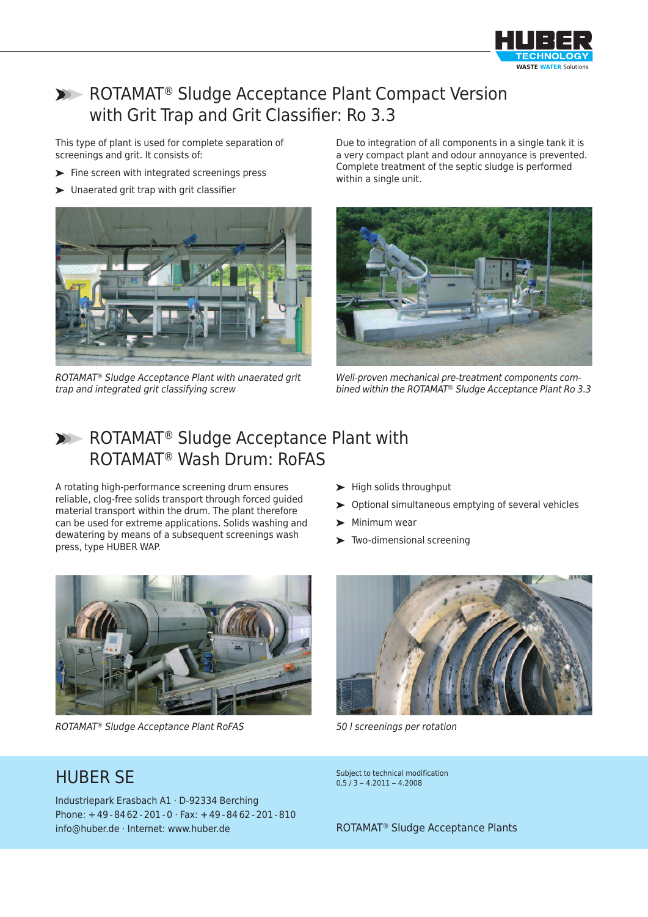## ROTAMAT® Sludge Acceptance Plant Compact Version with Grit Trap and Grit Classifier: Ro 3.3

This type of plant is used for complete separation of screenings and grit. It consists of:

- Fine screen with integrated screenings press
- Unaerated grit trap with grit classifier

Due to integration of all components in a single tank it is a very compact plant and odour annoyance is prevented. Complete treatment of the septic sludge is performed within a single unit.

*ROTAMAT® Sludge Acceptance Plant with unaerated grit trap and integrated grit classifying screw*

*Well-proven mechanical pre-treatment components combined within the ROTAMAT® Sludge Acceptance Plant Ro 3.3*

## ROTAMAT® Sludge Acceptance Plant with ROTAMAT® Wash Drum: RoFAS

A rotating high-performance screening drum ensures reliable, clog-free solids transport through forced guided material transport within the drum. The plant therefore can be used for extreme applications. Solids washing and dewatering by means of a subsequent screenings wash press, type HUBER WAP.

- High solids throughput
- Optional simultaneous emptying of several vehicles
- Minimum wear
- Two-dimensional screening

*ROTAMAT® Sludge Acceptance Plant RoFAS*

*50 l screenings per rotation*

## HUBER SE

Industriepark Erasbach A1 · D-92334 Berching
Phone: + 49 - 84 62 - 201 - 0 · Fax: + 49 - 84 62 - 201 - 810
info@huber.de · Internet: www.huber.de

Subject to technical modification
0,5 / 3 – 4.2011 – 4.2008

ROTAMAT® Sludge Acceptance Plants